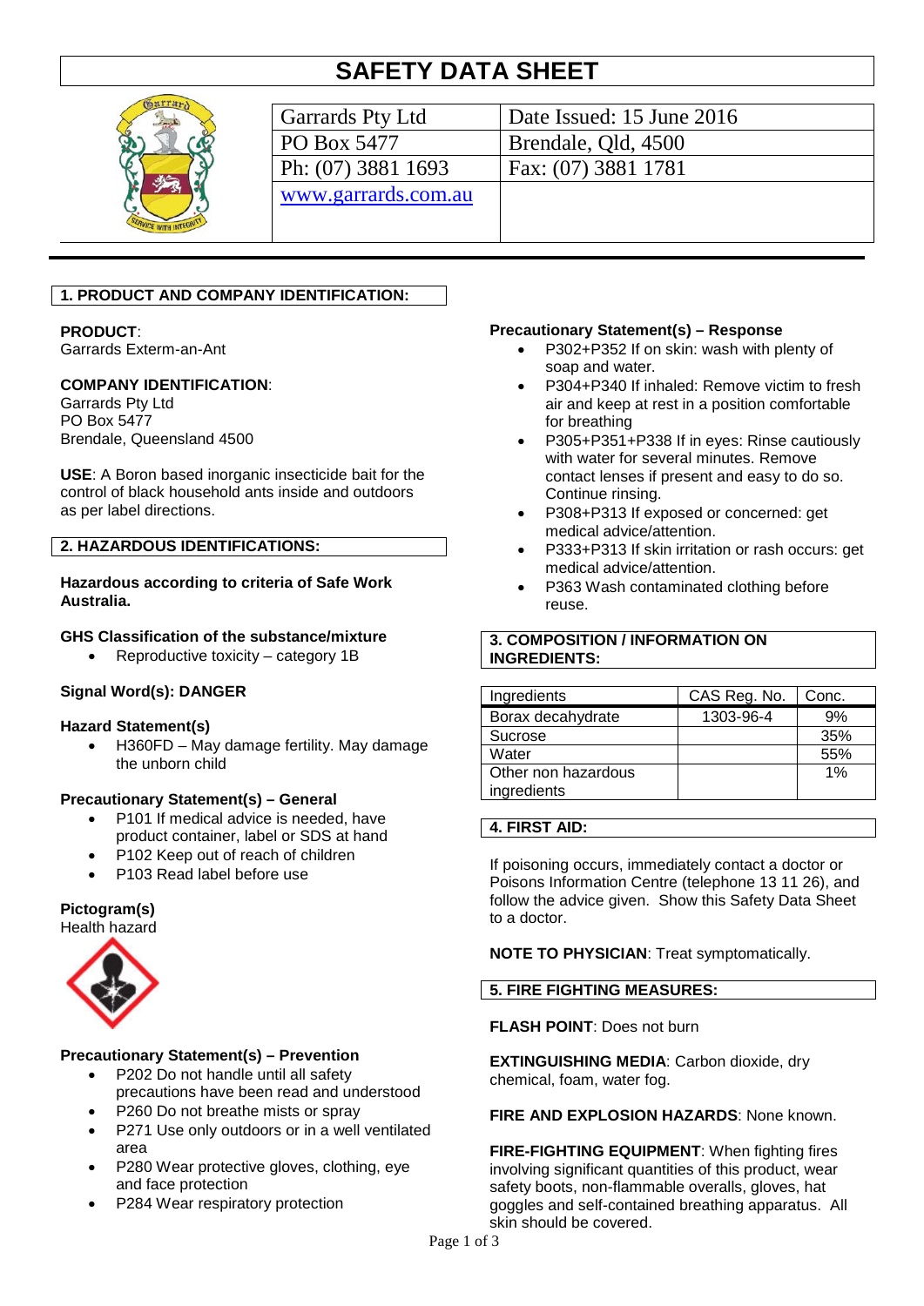# SAFETY DATA SHEET

| Garrards Pty Ltd | Date Issued: 15 June 2016 |
|---|---|
| PO Box 5477 | Brendale, Qld, 4500 |
| Ph: (07) 3881 1693 | Fax: (07) 3881 1781 |
| www.garrards.com.au | |

## 1. PRODUCT AND COMPANY IDENTIFICATION:

**PRODUCT**:
Garrards Exterm-an-Ant

**COMPANY IDENTIFICATION**:
Garrards Pty Ltd
PO Box 5477
Brendale, Queensland 4500

**USE**: A Boron based inorganic insecticide bait for the control of black household ants inside and outdoors as per label directions.

## 2. HAZARDOUS IDENTIFICATIONS:

**Hazardous according to criteria of Safe Work Australia.**

**GHS Classification of the substance/mixture**

- Reproductive toxicity – category 1B

**Signal Word(s): DANGER**

**Hazard Statement(s)**

- H360FD – May damage fertility. May damage the unborn child

**Precautionary Statement(s) – General**

- P101 If medical advice is needed, have product container, label or SDS at hand
- P102 Keep out of reach of children
- P103 Read label before use

**Pictogram(s)**
Health hazard

**Precautionary Statement(s) – Prevention**

- P202 Do not handle until all safety precautions have been read and understood
- P260 Do not breathe mists or spray
- P271 Use only outdoors or in a well ventilated area
- P280 Wear protective gloves, clothing, eye and face protection
- P284 Wear respiratory protection

**Precautionary Statement(s) – Response**

- P302+P352 If on skin: wash with plenty of soap and water.
- P304+P340 If inhaled: Remove victim to fresh air and keep at rest in a position comfortable for breathing
- P305+P351+P338 If in eyes: Rinse cautiously with water for several minutes. Remove contact lenses if present and easy to do so. Continue rinsing.
- P308+P313 If exposed or concerned: get medical advice/attention.
- P333+P313 If skin irritation or rash occurs: get medical advice/attention.
- P363 Wash contaminated clothing before reuse.

## 3. COMPOSITION / INFORMATION ON INGREDIENTS:

| Ingredients | CAS Reg. No. | Conc. |
|---|---|---|
| Borax decahydrate | 1303-96-4 | 9% |
| Sucrose | | 35% |
| Water | | 55% |
| Other non hazardous ingredients | | 1% |

## 4. FIRST AID:

If poisoning occurs, immediately contact a doctor or Poisons Information Centre (telephone 13 11 26), and follow the advice given. Show this Safety Data Sheet to a doctor.

**NOTE TO PHYSICIAN**: Treat symptomatically.

## 5. FIRE FIGHTING MEASURES:

**FLASH POINT**: Does not burn

**EXTINGUISHING MEDIA**: Carbon dioxide, dry chemical, foam, water fog.

**FIRE AND EXPLOSION HAZARDS**: None known.

**FIRE-FIGHTING EQUIPMENT**: When fighting fires involving significant quantities of this product, wear safety boots, non-flammable overalls, gloves, hat goggles and self-contained breathing apparatus. All skin should be covered.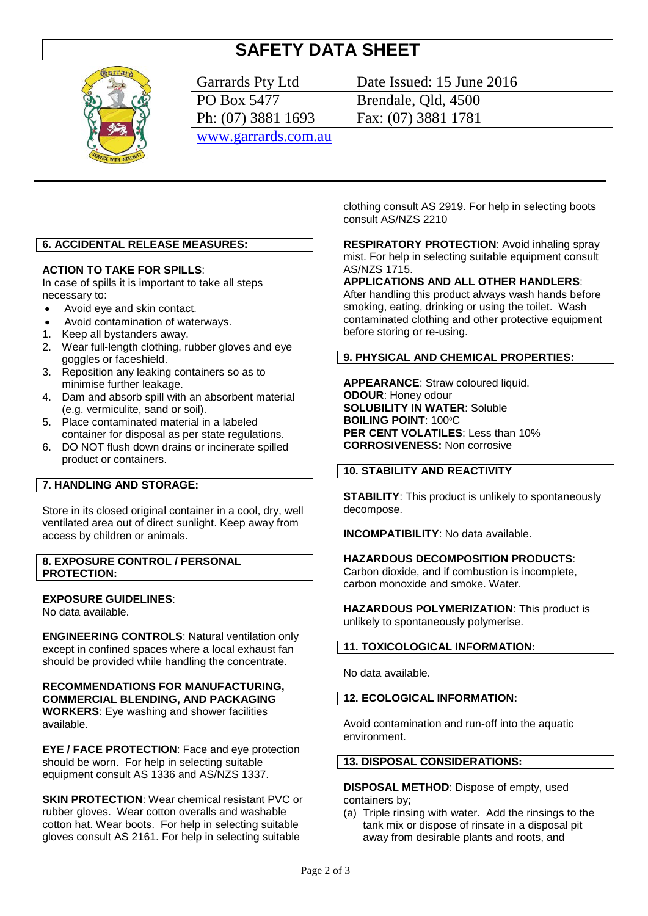# SAFETY DATA SHEET

| Garrards Pty Ltd | Date Issued: 15 June 2016 |
| --- | --- |
| PO Box 5477 | Brendale, Qld, 4500 |
| Ph: (07) 3881 1693 | Fax: (07) 3881 1781 |
| www.garrards.com.au | |

## 6. ACCIDENTAL RELEASE MEASURES:

**ACTION TO TAKE FOR SPILLS**:
In case of spills it is important to take all steps necessary to:

- Avoid eye and skin contact.
- Avoid contamination of waterways.

1. Keep all bystanders away.
2. Wear full-length clothing, rubber gloves and eye goggles or faceshield.
3. Reposition any leaking containers so as to minimise further leakage.
4. Dam and absorb spill with an absorbent material (e.g. vermiculite, sand or soil).
5. Place contaminated material in a labeled container for disposal as per state regulations.
6. DO NOT flush down drains or incinerate spilled product or containers.

## 7. HANDLING AND STORAGE:

Store in its closed original container in a cool, dry, well ventilated area out of direct sunlight. Keep away from access by children or animals.

## 8. EXPOSURE CONTROL / PERSONAL PROTECTION:

**EXPOSURE GUIDELINES**:
No data available.

**ENGINEERING CONTROLS**: Natural ventilation only except in confined spaces where a local exhaust fan should be provided while handling the concentrate.

**RECOMMENDATIONS FOR MANUFACTURING, COMMERCIAL BLENDING, AND PACKAGING WORKERS**: Eye washing and shower facilities available.

**EYE / FACE PROTECTION**: Face and eye protection should be worn. For help in selecting suitable equipment consult AS 1336 and AS/NZS 1337.

**SKIN PROTECTION**: Wear chemical resistant PVC or rubber gloves. Wear cotton overalls and washable cotton hat. Wear boots. For help in selecting suitable gloves consult AS 2161. For help in selecting suitable clothing consult AS 2919. For help in selecting boots consult AS/NZS 2210

**RESPIRATORY PROTECTION**: Avoid inhaling spray mist. For help in selecting suitable equipment consult AS/NZS 1715.

**APPLICATIONS AND ALL OTHER HANDLERS**:
After handling this product always wash hands before smoking, eating, drinking or using the toilet. Wash contaminated clothing and other protective equipment before storing or re-using.

## 9. PHYSICAL AND CHEMICAL PROPERTIES:

**APPEARANCE**: Straw coloured liquid.
**ODOUR**: Honey odour
**SOLUBILITY IN WATER**: Soluble
**BOILING POINT**: 100°C
**PER CENT VOLATILES**: Less than 10%
**CORROSIVENESS:** Non corrosive

## 10. STABILITY AND REACTIVITY

**STABILITY**: This product is unlikely to spontaneously decompose.

**INCOMPATIBILITY**: No data available.

**HAZARDOUS DECOMPOSITION PRODUCTS**:
Carbon dioxide, and if combustion is incomplete, carbon monoxide and smoke. Water.

**HAZARDOUS POLYMERIZATION**: This product is unlikely to spontaneously polymerise.

## 11. TOXICOLOGICAL INFORMATION:

No data available.

## 12. ECOLOGICAL INFORMATION:

Avoid contamination and run-off into the aquatic environment.

## 13. DISPOSAL CONSIDERATIONS:

**DISPOSAL METHOD**: Dispose of empty, used containers by;

(a) Triple rinsing with water. Add the rinsings to the tank mix or dispose of rinsate in a disposal pit away from desirable plants and roots, and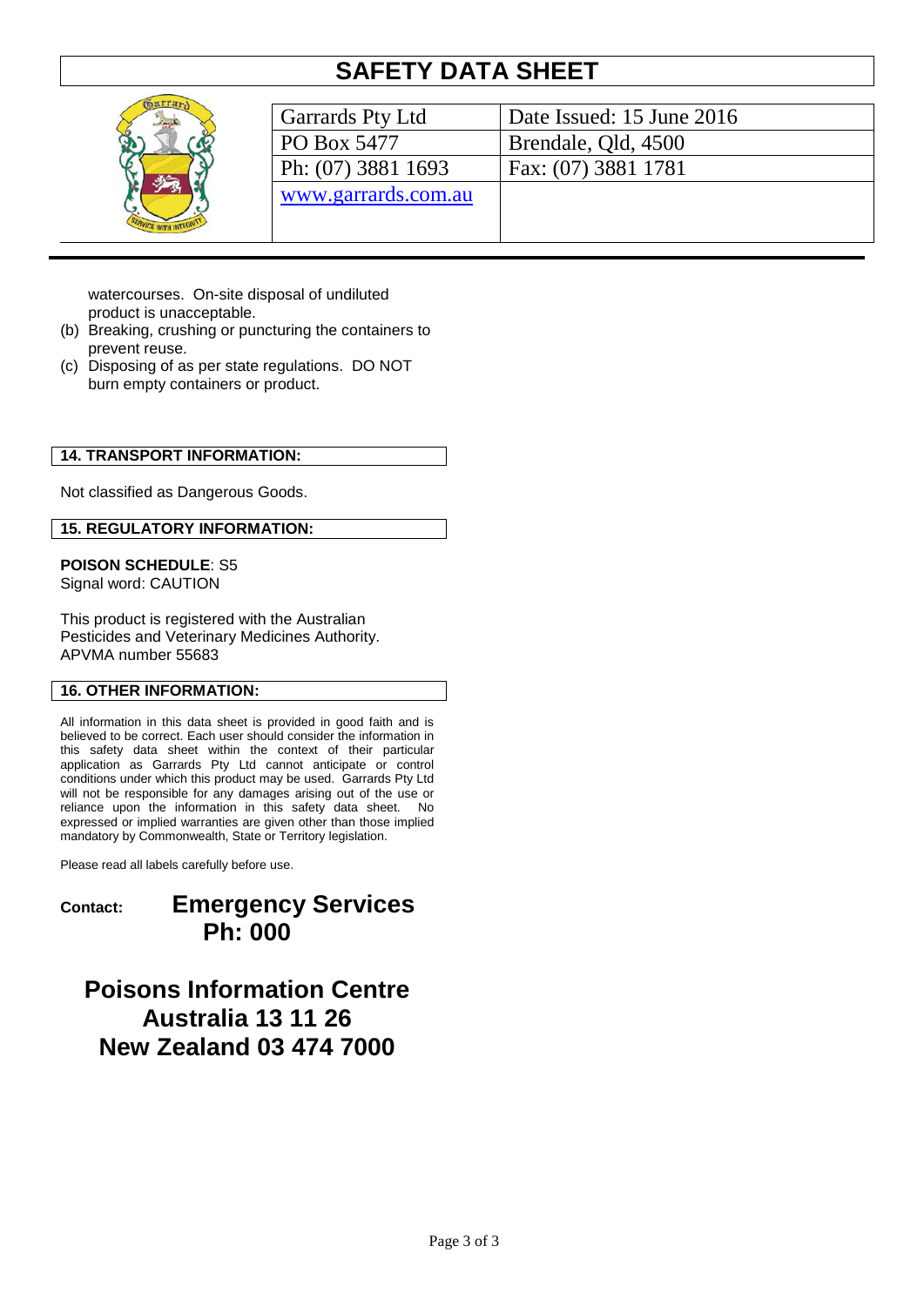# SAFETY DATA SHEET

| | |
|---|---|
| Garrards Pty Ltd | Date Issued: 15 June 2016 |
| PO Box 5477 | Brendale, Qld, 4500 |
| Ph: (07) 3881 1693 | Fax: (07) 3881 1781 |
| www.garrards.com.au | |

watercourses. On-site disposal of undiluted product is unacceptable.

(b) Breaking, crushing or puncturing the containers to prevent reuse.

(c) Disposing of as per state regulations. DO NOT burn empty containers or product.

## 14. TRANSPORT INFORMATION:

Not classified as Dangerous Goods.

## 15. REGULATORY INFORMATION:

**POISON SCHEDULE**: S5
Signal word: CAUTION

This product is registered with the Australian Pesticides and Veterinary Medicines Authority. APVMA number 55683

## 16. OTHER INFORMATION:

All information in this data sheet is provided in good faith and is believed to be correct. Each user should consider the information in this safety data sheet within the context of their particular application as Garrards Pty Ltd cannot anticipate or control conditions under which this product may be used. Garrards Pty Ltd will not be responsible for any damages arising out of the use or reliance upon the information in this safety data sheet. No expressed or implied warranties are given other than those implied mandatory by Commonwealth, State or Territory legislation.

Please read all labels carefully before use.

**Contact:** **Emergency Services Ph: 000**

**Poisons Information Centre**
**Australia 13 11 26**
**New Zealand 03 474 7000**